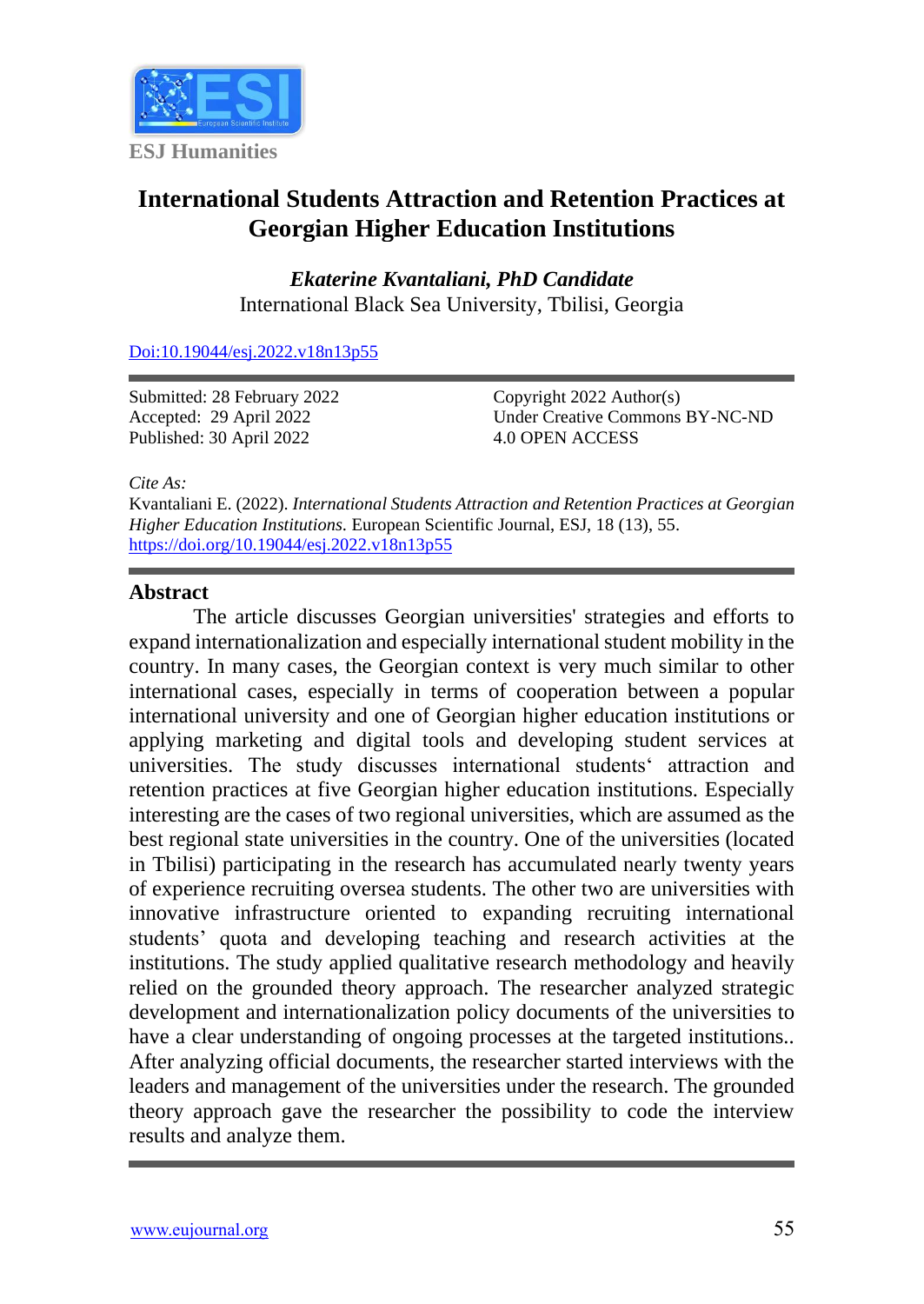ESJ Humanities

# International Students Attraction and Retention Practices at Georgian Higher Education Institutions

***Ekaterine Kvantaliani, PhD Candidate***
International Black Sea University, Tbilisi, Georgia

Doi:10.19044/esj.2022.v18n13p55

Submitted: 28 February 2022
Accepted: 29 April 2022
Published: 30 April 2022

Copyright 2022 Author(s)
Under Creative Commons BY-NC-ND 4.0 OPEN ACCESS

*Cite As:*
Kvantaliani E. (2022). *International Students Attraction and Retention Practices at Georgian Higher Education Institutions.* European Scientific Journal, ESJ, 18 (13), 55. https://doi.org/10.19044/esj.2022.v18n13p55

## Abstract

The article discusses Georgian universities' strategies and efforts to expand internationalization and especially international student mobility in the country. In many cases, the Georgian context is very much similar to other international cases, especially in terms of cooperation between a popular international university and one of Georgian higher education institutions or applying marketing and digital tools and developing student services at universities. The study discusses international students' attraction and retention practices at five Georgian higher education institutions. Especially interesting are the cases of two regional universities, which are assumed as the best regional state universities in the country. One of the universities (located in Tbilisi) participating in the research has accumulated nearly twenty years of experience recruiting oversea students. The other two are universities with innovative infrastructure oriented to expanding recruiting international students' quota and developing teaching and research activities at the institutions. The study applied qualitative research methodology and heavily relied on the grounded theory approach. The researcher analyzed strategic development and internationalization policy documents of the universities to have a clear understanding of ongoing processes at the targeted institutions.. After analyzing official documents, the researcher started interviews with the leaders and management of the universities under the research. The grounded theory approach gave the researcher the possibility to code the interview results and analyze them.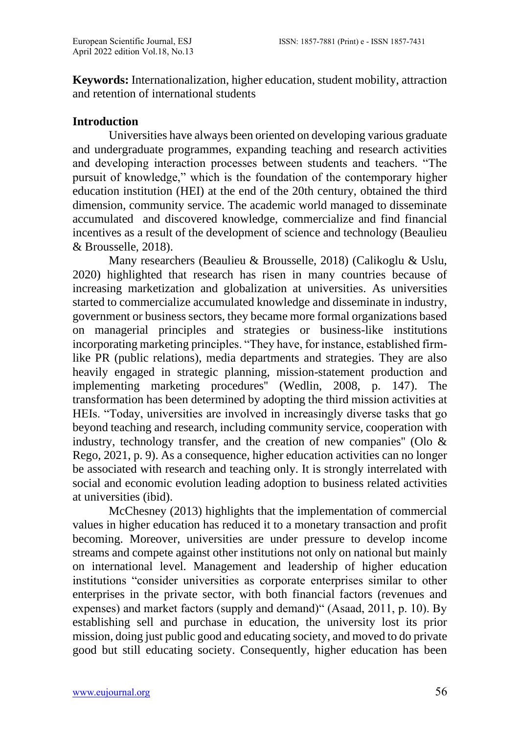**Keywords:** Internationalization, higher education, student mobility, attraction and retention of international students

## Introduction

Universities have always been oriented on developing various graduate and undergraduate programmes, expanding teaching and research activities and developing interaction processes between students and teachers. "The pursuit of knowledge," which is the foundation of the contemporary higher education institution (HEI) at the end of the 20th century, obtained the third dimension, community service. The academic world managed to disseminate accumulated and discovered knowledge, commercialize and find financial incentives as a result of the development of science and technology (Beaulieu & Brousselle, 2018).

Many researchers (Beaulieu & Brousselle, 2018) (Calikoglu & Uslu, 2020) highlighted that research has risen in many countries because of increasing marketization and globalization at universities. As universities started to commercialize accumulated knowledge and disseminate in industry, government or business sectors, they became more formal organizations based on managerial principles and strategies or business-like institutions incorporating marketing principles. "They have, for instance, established firm-like PR (public relations), media departments and strategies. They are also heavily engaged in strategic planning, mission-statement production and implementing marketing procedures" (Wedlin, 2008, p. 147). The transformation has been determined by adopting the third mission activities at HEIs. "Today, universities are involved in increasingly diverse tasks that go beyond teaching and research, including community service, cooperation with industry, technology transfer, and the creation of new companies" (Olo & Rego, 2021, p. 9). As a consequence, higher education activities can no longer be associated with research and teaching only. It is strongly interrelated with social and economic evolution leading adoption to business related activities at universities (ibid).

McChesney (2013) highlights that the implementation of commercial values in higher education has reduced it to a monetary transaction and profit becoming. Moreover, universities are under pressure to develop income streams and compete against other institutions not only on national but mainly on international level. Management and leadership of higher education institutions "consider universities as corporate enterprises similar to other enterprises in the private sector, with both financial factors (revenues and expenses) and market factors (supply and demand)" (Asaad, 2011, p. 10). By establishing sell and purchase in education, the university lost its prior mission, doing just public good and educating society, and moved to do private good but still educating society. Consequently, higher education has been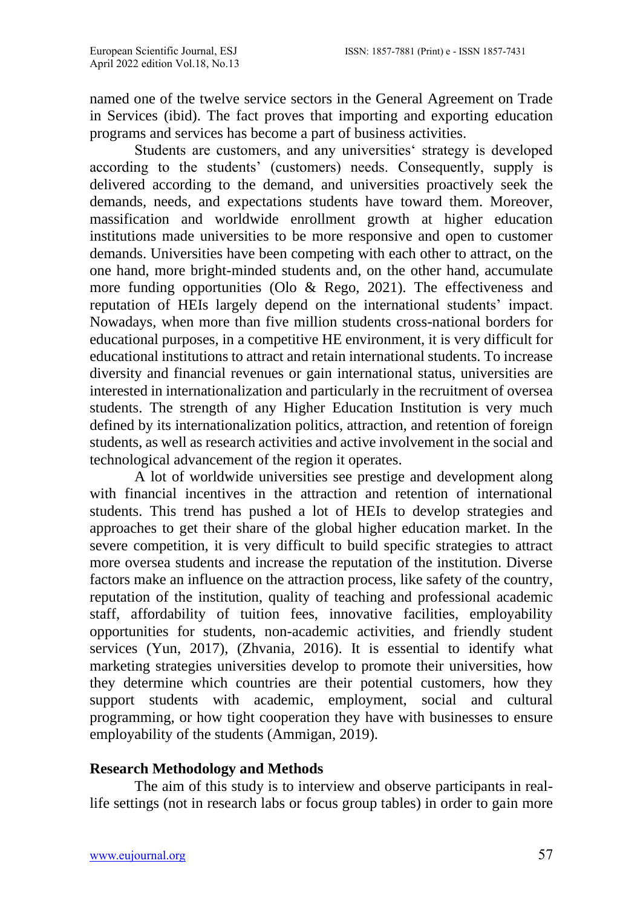named one of the twelve service sectors in the General Agreement on Trade in Services (ibid). The fact proves that importing and exporting education programs and services has become a part of business activities.

Students are customers, and any universities' strategy is developed according to the students' (customers) needs. Consequently, supply is delivered according to the demand, and universities proactively seek the demands, needs, and expectations students have toward them. Moreover, massification and worldwide enrollment growth at higher education institutions made universities to be more responsive and open to customer demands. Universities have been competing with each other to attract, on the one hand, more bright-minded students and, on the other hand, accumulate more funding opportunities (Olo & Rego, 2021). The effectiveness and reputation of HEIs largely depend on the international students' impact. Nowadays, when more than five million students cross-national borders for educational purposes, in a competitive HE environment, it is very difficult for educational institutions to attract and retain international students. To increase diversity and financial revenues or gain international status, universities are interested in internationalization and particularly in the recruitment of oversea students. The strength of any Higher Education Institution is very much defined by its internationalization politics, attraction, and retention of foreign students, as well as research activities and active involvement in the social and technological advancement of the region it operates.

A lot of worldwide universities see prestige and development along with financial incentives in the attraction and retention of international students. This trend has pushed a lot of HEIs to develop strategies and approaches to get their share of the global higher education market. In the severe competition, it is very difficult to build specific strategies to attract more oversea students and increase the reputation of the institution. Diverse factors make an influence on the attraction process, like safety of the country, reputation of the institution, quality of teaching and professional academic staff, affordability of tuition fees, innovative facilities, employability opportunities for students, non-academic activities, and friendly student services (Yun, 2017), (Zhvania, 2016). It is essential to identify what marketing strategies universities develop to promote their universities, how they determine which countries are their potential customers, how they support students with academic, employment, social and cultural programming, or how tight cooperation they have with businesses to ensure employability of the students (Ammigan, 2019).

## Research Methodology and Methods

The aim of this study is to interview and observe participants in real-life settings (not in research labs or focus group tables) in order to gain more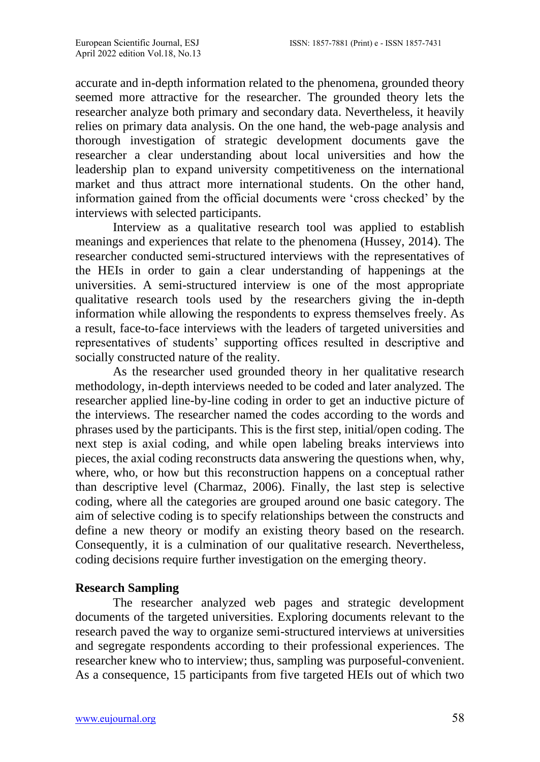accurate and in-depth information related to the phenomena, grounded theory seemed more attractive for the researcher. The grounded theory lets the researcher analyze both primary and secondary data. Nevertheless, it heavily relies on primary data analysis. On the one hand, the web-page analysis and thorough investigation of strategic development documents gave the researcher a clear understanding about local universities and how the leadership plan to expand university competitiveness on the international market and thus attract more international students. On the other hand, information gained from the official documents were 'cross checked' by the interviews with selected participants.

Interview as a qualitative research tool was applied to establish meanings and experiences that relate to the phenomena (Hussey, 2014). The researcher conducted semi-structured interviews with the representatives of the HEIs in order to gain a clear understanding of happenings at the universities. A semi-structured interview is one of the most appropriate qualitative research tools used by the researchers giving the in-depth information while allowing the respondents to express themselves freely. As a result, face-to-face interviews with the leaders of targeted universities and representatives of students' supporting offices resulted in descriptive and socially constructed nature of the reality.

As the researcher used grounded theory in her qualitative research methodology, in-depth interviews needed to be coded and later analyzed. The researcher applied line-by-line coding in order to get an inductive picture of the interviews. The researcher named the codes according to the words and phrases used by the participants. This is the first step, initial/open coding. The next step is axial coding, and while open labeling breaks interviews into pieces, the axial coding reconstructs data answering the questions when, why, where, who, or how but this reconstruction happens on a conceptual rather than descriptive level (Charmaz, 2006). Finally, the last step is selective coding, where all the categories are grouped around one basic category. The aim of selective coding is to specify relationships between the constructs and define a new theory or modify an existing theory based on the research. Consequently, it is a culmination of our qualitative research. Nevertheless, coding decisions require further investigation on the emerging theory.

**Research Sampling**

The researcher analyzed web pages and strategic development documents of the targeted universities. Exploring documents relevant to the research paved the way to organize semi-structured interviews at universities and segregate respondents according to their professional experiences. The researcher knew who to interview; thus, sampling was purposeful-convenient. As a consequence, 15 participants from five targeted HEIs out of which two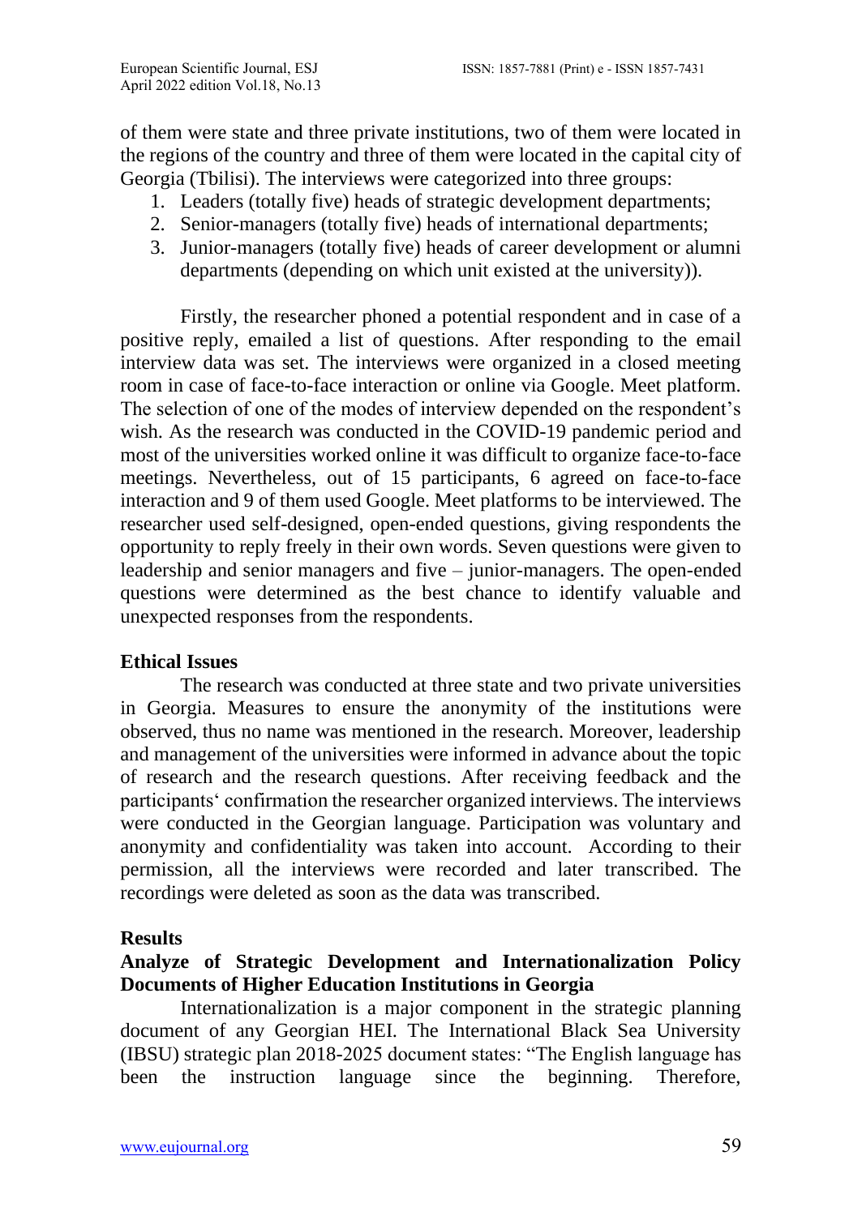of them were state and three private institutions, two of them were located in the regions of the country and three of them were located in the capital city of Georgia (Tbilisi). The interviews were categorized into three groups:

1. Leaders (totally five) heads of strategic development departments;
2. Senior-managers (totally five) heads of international departments;
3. Junior-managers (totally five) heads of career development or alumni departments (depending on which unit existed at the university)).

Firstly, the researcher phoned a potential respondent and in case of a positive reply, emailed a list of questions. After responding to the email interview data was set. The interviews were organized in a closed meeting room in case of face-to-face interaction or online via Google. Meet platform. The selection of one of the modes of interview depended on the respondent's wish. As the research was conducted in the COVID-19 pandemic period and most of the universities worked online it was difficult to organize face-to-face meetings. Nevertheless, out of 15 participants, 6 agreed on face-to-face interaction and 9 of them used Google. Meet platforms to be interviewed. The researcher used self-designed, open-ended questions, giving respondents the opportunity to reply freely in their own words. Seven questions were given to leadership and senior managers and five – junior-managers. The open-ended questions were determined as the best chance to identify valuable and unexpected responses from the respondents.

## Ethical Issues

The research was conducted at three state and two private universities in Georgia. Measures to ensure the anonymity of the institutions were observed, thus no name was mentioned in the research. Moreover, leadership and management of the universities were informed in advance about the topic of research and the research questions. After receiving feedback and the participants' confirmation the researcher organized interviews. The interviews were conducted in the Georgian language. Participation was voluntary and anonymity and confidentiality was taken into account. According to their permission, all the interviews were recorded and later transcribed. The recordings were deleted as soon as the data was transcribed.

## Results

### Analyze of Strategic Development and Internationalization Policy Documents of Higher Education Institutions in Georgia

Internationalization is a major component in the strategic planning document of any Georgian HEI. The International Black Sea University (IBSU) strategic plan 2018-2025 document states: "The English language has been the instruction language since the beginning. Therefore,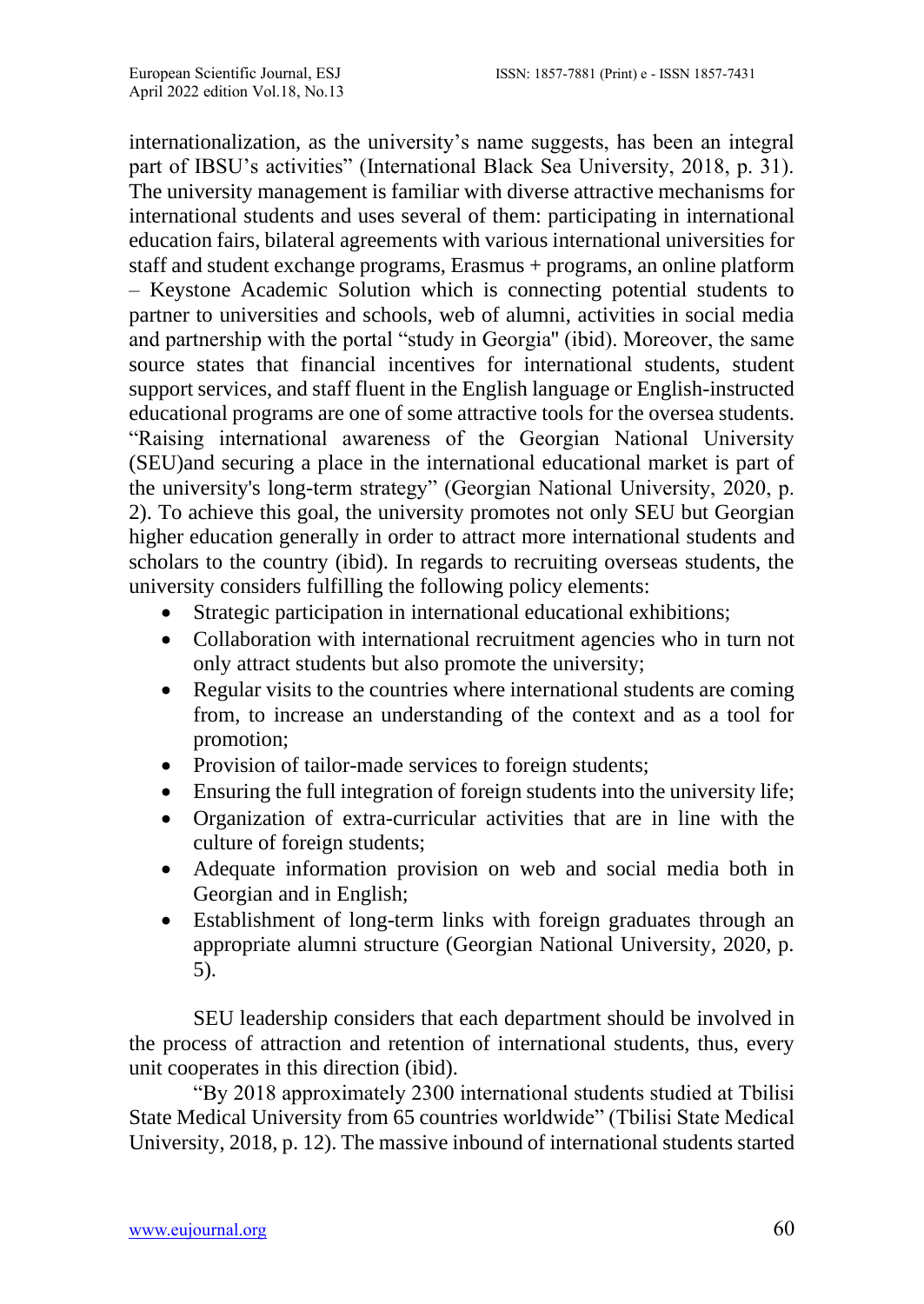internationalization, as the university's name suggests, has been an integral part of IBSU's activities" (International Black Sea University, 2018, p. 31). The university management is familiar with diverse attractive mechanisms for international students and uses several of them: participating in international education fairs, bilateral agreements with various international universities for staff and student exchange programs, Erasmus + programs, an online platform – Keystone Academic Solution which is connecting potential students to partner to universities and schools, web of alumni, activities in social media and partnership with the portal "study in Georgia" (ibid). Moreover, the same source states that financial incentives for international students, student support services, and staff fluent in the English language or English-instructed educational programs are one of some attractive tools for the oversea students. "Raising international awareness of the Georgian National University (SEU)and securing a place in the international educational market is part of the university's long-term strategy" (Georgian National University, 2020, p. 2). To achieve this goal, the university promotes not only SEU but Georgian higher education generally in order to attract more international students and scholars to the country (ibid). In regards to recruiting overseas students, the university considers fulfilling the following policy elements:

- Strategic participation in international educational exhibitions;
- Collaboration with international recruitment agencies who in turn not only attract students but also promote the university;
- Regular visits to the countries where international students are coming from, to increase an understanding of the context and as a tool for promotion;
- Provision of tailor-made services to foreign students;
- Ensuring the full integration of foreign students into the university life;
- Organization of extra-curricular activities that are in line with the culture of foreign students;
- Adequate information provision on web and social media both in Georgian and in English;
- Establishment of long-term links with foreign graduates through an appropriate alumni structure (Georgian National University, 2020, p. 5).

SEU leadership considers that each department should be involved in the process of attraction and retention of international students, thus, every unit cooperates in this direction (ibid).

"By 2018 approximately 2300 international students studied at Tbilisi State Medical University from 65 countries worldwide" (Tbilisi State Medical University, 2018, p. 12). The massive inbound of international students started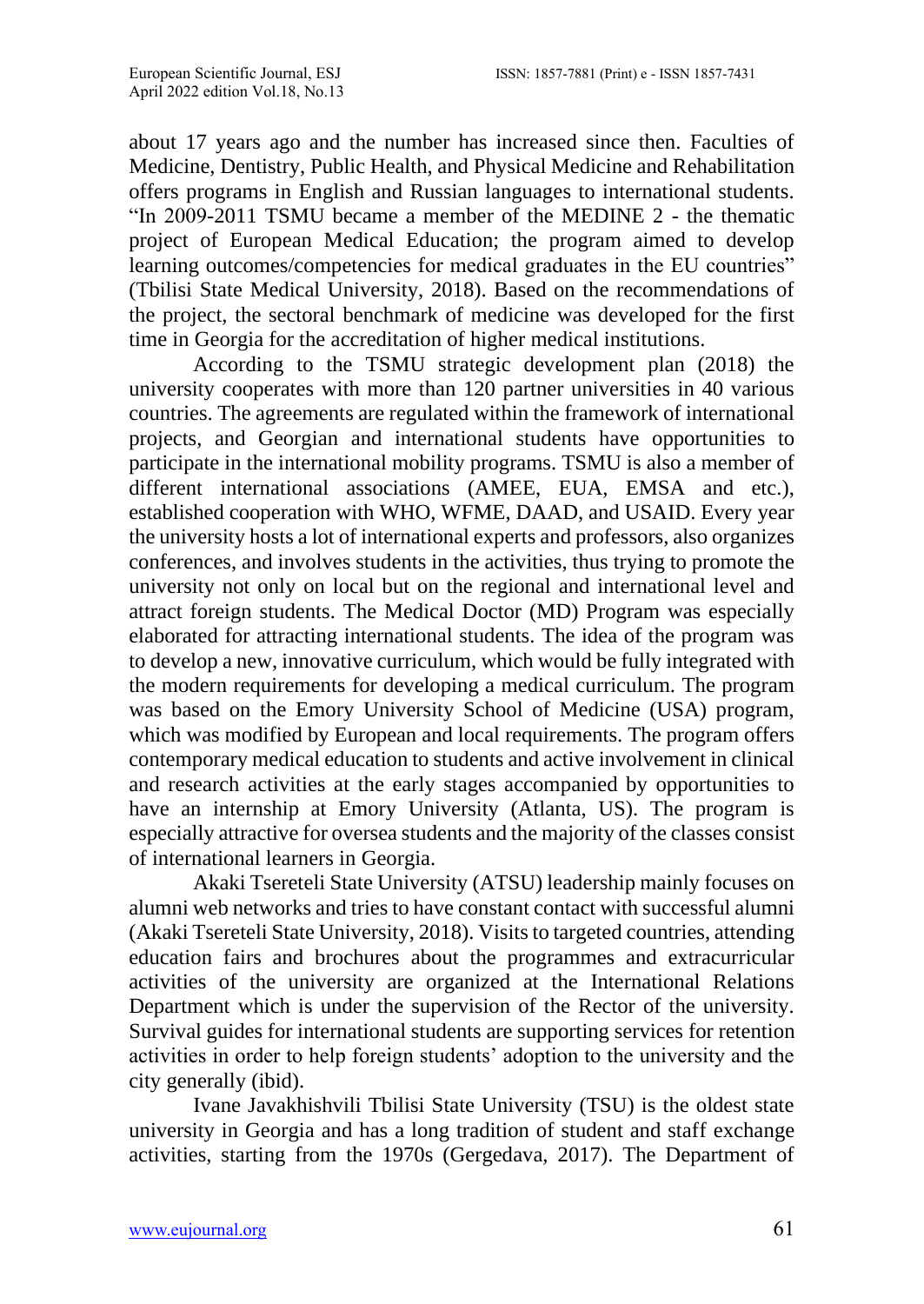about 17 years ago and the number has increased since then. Faculties of Medicine, Dentistry, Public Health, and Physical Medicine and Rehabilitation offers programs in English and Russian languages to international students. "In 2009-2011 TSMU became a member of the MEDINE 2 - the thematic project of European Medical Education; the program aimed to develop learning outcomes/competencies for medical graduates in the EU countries" (Tbilisi State Medical University, 2018). Based on the recommendations of the project, the sectoral benchmark of medicine was developed for the first time in Georgia for the accreditation of higher medical institutions.

According to the TSMU strategic development plan (2018) the university cooperates with more than 120 partner universities in 40 various countries. The agreements are regulated within the framework of international projects, and Georgian and international students have opportunities to participate in the international mobility programs. TSMU is also a member of different international associations (AMEE, EUA, EMSA and etc.), established cooperation with WHO, WFME, DAAD, and USAID. Every year the university hosts a lot of international experts and professors, also organizes conferences, and involves students in the activities, thus trying to promote the university not only on local but on the regional and international level and attract foreign students. The Medical Doctor (MD) Program was especially elaborated for attracting international students. The idea of the program was to develop a new, innovative curriculum, which would be fully integrated with the modern requirements for developing a medical curriculum. The program was based on the Emory University School of Medicine (USA) program, which was modified by European and local requirements. The program offers contemporary medical education to students and active involvement in clinical and research activities at the early stages accompanied by opportunities to have an internship at Emory University (Atlanta, US). The program is especially attractive for oversea students and the majority of the classes consist of international learners in Georgia.

Akaki Tsereteli State University (ATSU) leadership mainly focuses on alumni web networks and tries to have constant contact with successful alumni (Akaki Tsereteli State University, 2018). Visits to targeted countries, attending education fairs and brochures about the programmes and extracurricular activities of the university are organized at the International Relations Department which is under the supervision of the Rector of the university. Survival guides for international students are supporting services for retention activities in order to help foreign students' adoption to the university and the city generally (ibid).

Ivane Javakhishvili Tbilisi State University (TSU) is the oldest state university in Georgia and has a long tradition of student and staff exchange activities, starting from the 1970s (Gergedava, 2017). The Department of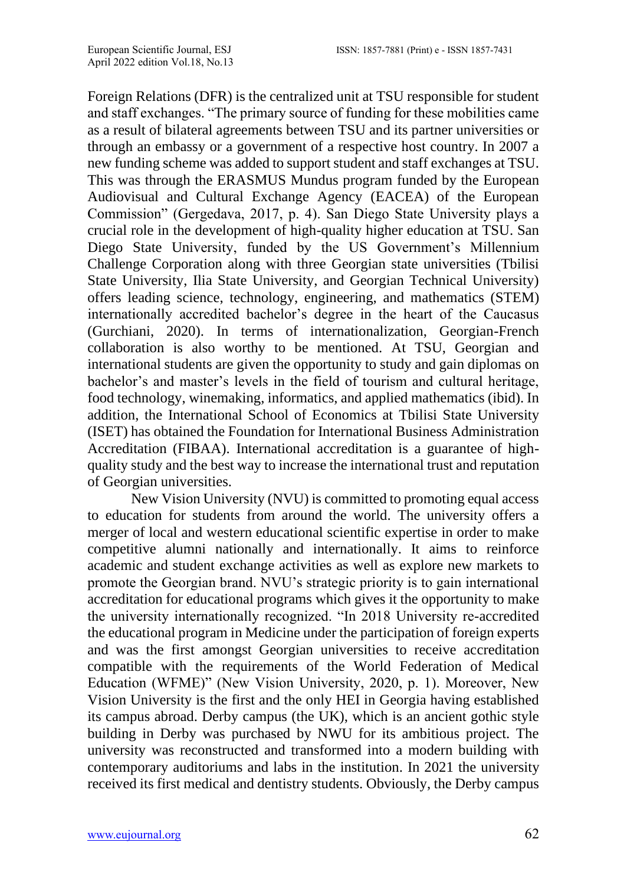Foreign Relations (DFR) is the centralized unit at TSU responsible for student and staff exchanges. "The primary source of funding for these mobilities came as a result of bilateral agreements between TSU and its partner universities or through an embassy or a government of a respective host country. In 2007 a new funding scheme was added to support student and staff exchanges at TSU. This was through the ERASMUS Mundus program funded by the European Audiovisual and Cultural Exchange Agency (EACEA) of the European Commission" (Gergedava, 2017, p. 4). San Diego State University plays a crucial role in the development of high-quality higher education at TSU. San Diego State University, funded by the US Government's Millennium Challenge Corporation along with three Georgian state universities (Tbilisi State University, Ilia State University, and Georgian Technical University) offers leading science, technology, engineering, and mathematics (STEM) internationally accredited bachelor's degree in the heart of the Caucasus (Gurchiani, 2020). In terms of internationalization, Georgian-French collaboration is also worthy to be mentioned. At TSU, Georgian and international students are given the opportunity to study and gain diplomas on bachelor's and master's levels in the field of tourism and cultural heritage, food technology, winemaking, informatics, and applied mathematics (ibid). In addition, the International School of Economics at Tbilisi State University (ISET) has obtained the Foundation for International Business Administration Accreditation (FIBAA). International accreditation is a guarantee of high-quality study and the best way to increase the international trust and reputation of Georgian universities.

New Vision University (NVU) is committed to promoting equal access to education for students from around the world. The university offers a merger of local and western educational scientific expertise in order to make competitive alumni nationally and internationally. It aims to reinforce academic and student exchange activities as well as explore new markets to promote the Georgian brand. NVU's strategic priority is to gain international accreditation for educational programs which gives it the opportunity to make the university internationally recognized. "In 2018 University re-accredited the educational program in Medicine under the participation of foreign experts and was the first amongst Georgian universities to receive accreditation compatible with the requirements of the World Federation of Medical Education (WFME)" (New Vision University, 2020, p. 1). Moreover, New Vision University is the first and the only HEI in Georgia having established its campus abroad. Derby campus (the UK), which is an ancient gothic style building in Derby was purchased by NWU for its ambitious project. The university was reconstructed and transformed into a modern building with contemporary auditoriums and labs in the institution. In 2021 the university received its first medical and dentistry students. Obviously, the Derby campus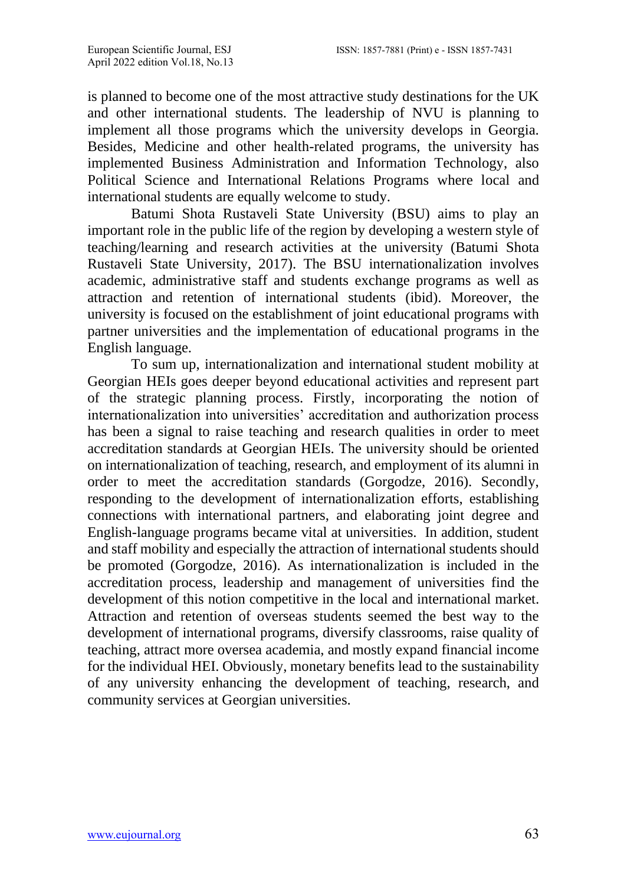is planned to become one of the most attractive study destinations for the UK and other international students. The leadership of NVU is planning to implement all those programs which the university develops in Georgia. Besides, Medicine and other health-related programs, the university has implemented Business Administration and Information Technology, also Political Science and International Relations Programs where local and international students are equally welcome to study.

Batumi Shota Rustaveli State University (BSU) aims to play an important role in the public life of the region by developing a western style of teaching/learning and research activities at the university (Batumi Shota Rustaveli State University, 2017). The BSU internationalization involves academic, administrative staff and students exchange programs as well as attraction and retention of international students (ibid). Moreover, the university is focused on the establishment of joint educational programs with partner universities and the implementation of educational programs in the English language.

To sum up, internationalization and international student mobility at Georgian HEIs goes deeper beyond educational activities and represent part of the strategic planning process. Firstly, incorporating the notion of internationalization into universities' accreditation and authorization process has been a signal to raise teaching and research qualities in order to meet accreditation standards at Georgian HEIs. The university should be oriented on internationalization of teaching, research, and employment of its alumni in order to meet the accreditation standards (Gorgodze, 2016). Secondly, responding to the development of internationalization efforts, establishing connections with international partners, and elaborating joint degree and English-language programs became vital at universities. In addition, student and staff mobility and especially the attraction of international students should be promoted (Gorgodze, 2016). As internationalization is included in the accreditation process, leadership and management of universities find the development of this notion competitive in the local and international market. Attraction and retention of overseas students seemed the best way to the development of international programs, diversify classrooms, raise quality of teaching, attract more oversea academia, and mostly expand financial income for the individual HEI. Obviously, monetary benefits lead to the sustainability of any university enhancing the development of teaching, research, and community services at Georgian universities.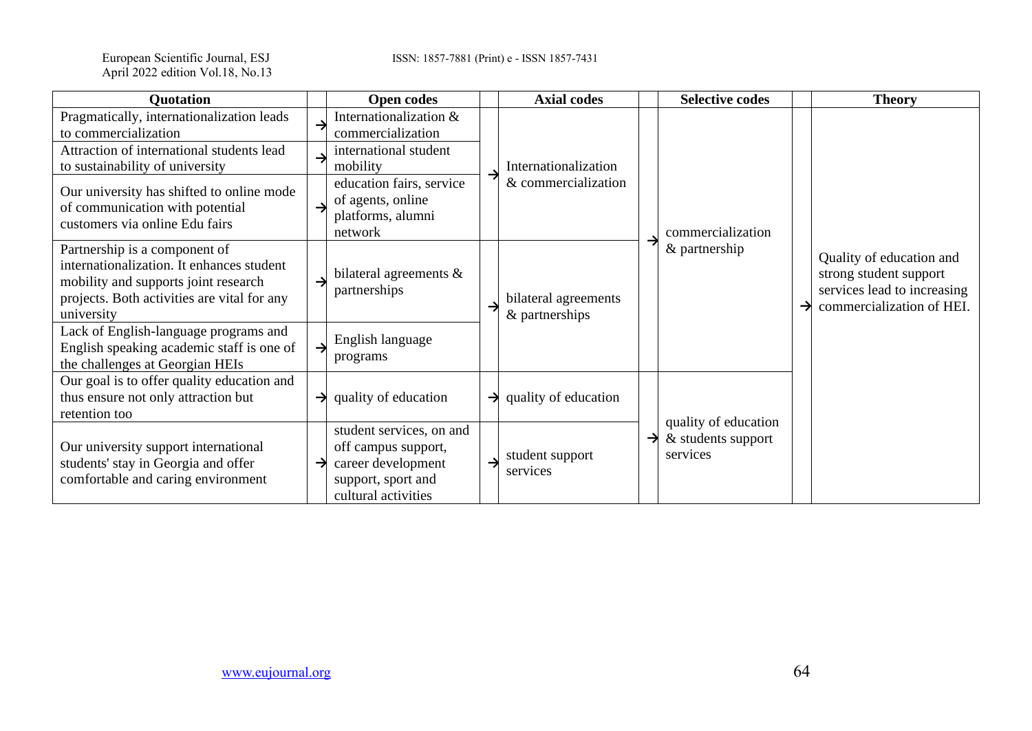| Quotation | | Open codes | | Axial codes | | Selective codes | | Theory |
|---|---|---|---|---|---|---|---|---|
| Pragmatically, internationalization leads to commercialization | → | Internationalization & commercialization | → | Internationalization & commercialization | → | commercialization & partnership | → | Quality of education and strong student support services lead to increasing commercialization of HEI. |
| Attraction of international students lead to sustainability of university | → | international student mobility | | | | | | |
| Our university has shifted to online mode of communication with potential customers via online Edu fairs | → | education fairs, service of agents, online platforms, alumni network | | | | | | |
| Partnership is a component of internationalization. It enhances student mobility and supports joint research projects. Both activities are vital for any university | → | bilateral agreements & partnerships | → | bilateral agreements & partnerships | | | | |
| Lack of English-language programs and English speaking academic staff is one of the challenges at Georgian HEIs | → | English language programs | | | | | | |
| Our goal is to offer quality education and thus ensure not only attraction but retention too | → | quality of education | → | quality of education | → | quality of education & students support services | | |
| Our university support international students' stay in Georgia and offer comfortable and caring environment | → | student services, on and off campus support, career development support, sport and cultural activities | → | student support services | | | | |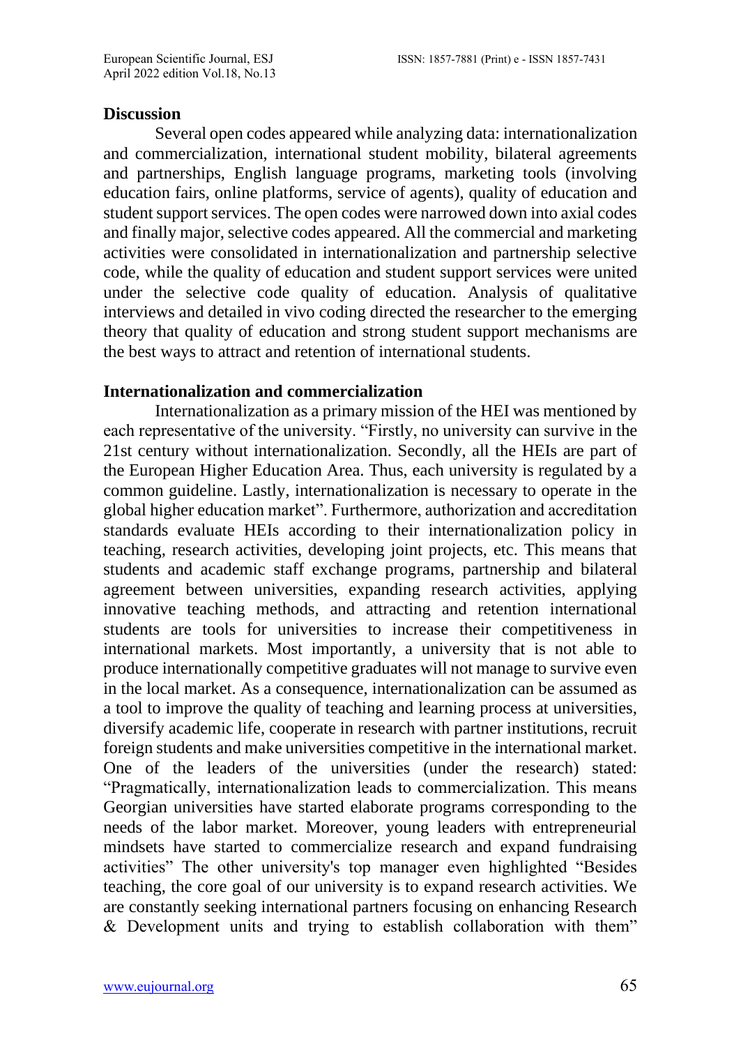## Discussion

Several open codes appeared while analyzing data: internationalization and commercialization, international student mobility, bilateral agreements and partnerships, English language programs, marketing tools (involving education fairs, online platforms, service of agents), quality of education and student support services. The open codes were narrowed down into axial codes and finally major, selective codes appeared. All the commercial and marketing activities were consolidated in internationalization and partnership selective code, while the quality of education and student support services were united under the selective code quality of education. Analysis of qualitative interviews and detailed in vivo coding directed the researcher to the emerging theory that quality of education and strong student support mechanisms are the best ways to attract and retention of international students.

### Internationalization and commercialization

Internationalization as a primary mission of the HEI was mentioned by each representative of the university. "Firstly, no university can survive in the 21st century without internationalization. Secondly, all the HEIs are part of the European Higher Education Area. Thus, each university is regulated by a common guideline. Lastly, internationalization is necessary to operate in the global higher education market". Furthermore, authorization and accreditation standards evaluate HEIs according to their internationalization policy in teaching, research activities, developing joint projects, etc. This means that students and academic staff exchange programs, partnership and bilateral agreement between universities, expanding research activities, applying innovative teaching methods, and attracting and retention international students are tools for universities to increase their competitiveness in international markets. Most importantly, a university that is not able to produce internationally competitive graduates will not manage to survive even in the local market. As a consequence, internationalization can be assumed as a tool to improve the quality of teaching and learning process at universities, diversify academic life, cooperate in research with partner institutions, recruit foreign students and make universities competitive in the international market. One of the leaders of the universities (under the research) stated: "Pragmatically, internationalization leads to commercialization. This means Georgian universities have started elaborate programs corresponding to the needs of the labor market. Moreover, young leaders with entrepreneurial mindsets have started to commercialize research and expand fundraising activities" The other university's top manager even highlighted "Besides teaching, the core goal of our university is to expand research activities. We are constantly seeking international partners focusing on enhancing Research & Development units and trying to establish collaboration with them"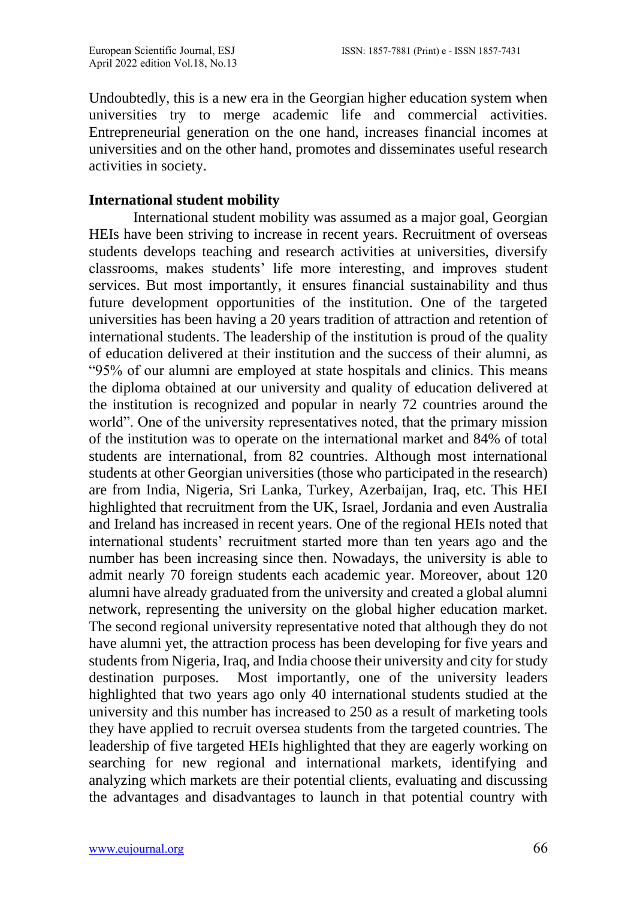Undoubtedly, this is a new era in the Georgian higher education system when universities try to merge academic life and commercial activities. Entrepreneurial generation on the one hand, increases financial incomes at universities and on the other hand, promotes and disseminates useful research activities in society.

**International student mobility**

International student mobility was assumed as a major goal, Georgian HEIs have been striving to increase in recent years. Recruitment of overseas students develops teaching and research activities at universities, diversify classrooms, makes students' life more interesting, and improves student services. But most importantly, it ensures financial sustainability and thus future development opportunities of the institution. One of the targeted universities has been having a 20 years tradition of attraction and retention of international students. The leadership of the institution is proud of the quality of education delivered at their institution and the success of their alumni, as "95% of our alumni are employed at state hospitals and clinics. This means the diploma obtained at our university and quality of education delivered at the institution is recognized and popular in nearly 72 countries around the world". One of the university representatives noted, that the primary mission of the institution was to operate on the international market and 84% of total students are international, from 82 countries. Although most international students at other Georgian universities (those who participated in the research) are from India, Nigeria, Sri Lanka, Turkey, Azerbaijan, Iraq, etc. This HEI highlighted that recruitment from the UK, Israel, Jordania and even Australia and Ireland has increased in recent years. One of the regional HEIs noted that international students' recruitment started more than ten years ago and the number has been increasing since then. Nowadays, the university is able to admit nearly 70 foreign students each academic year. Moreover, about 120 alumni have already graduated from the university and created a global alumni network, representing the university on the global higher education market. The second regional university representative noted that although they do not have alumni yet, the attraction process has been developing for five years and students from Nigeria, Iraq, and India choose their university and city for study destination purposes. Most importantly, one of the university leaders highlighted that two years ago only 40 international students studied at the university and this number has increased to 250 as a result of marketing tools they have applied to recruit oversea students from the targeted countries. The leadership of five targeted HEIs highlighted that they are eagerly working on searching for new regional and international markets, identifying and analyzing which markets are their potential clients, evaluating and discussing the advantages and disadvantages to launch in that potential country with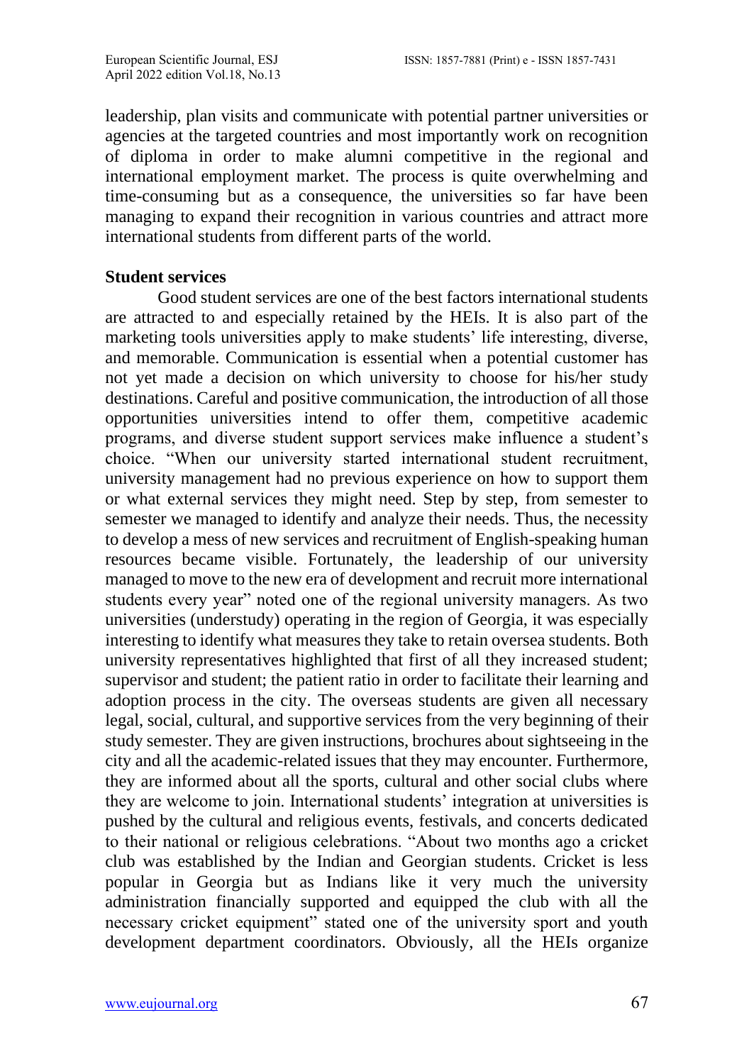leadership, plan visits and communicate with potential partner universities or agencies at the targeted countries and most importantly work on recognition of diploma in order to make alumni competitive in the regional and international employment market. The process is quite overwhelming and time-consuming but as a consequence, the universities so far have been managing to expand their recognition in various countries and attract more international students from different parts of the world.

**Student services**

Good student services are one of the best factors international students are attracted to and especially retained by the HEIs. It is also part of the marketing tools universities apply to make students' life interesting, diverse, and memorable. Communication is essential when a potential customer has not yet made a decision on which university to choose for his/her study destinations. Careful and positive communication, the introduction of all those opportunities universities intend to offer them, competitive academic programs, and diverse student support services make influence a student's choice. "When our university started international student recruitment, university management had no previous experience on how to support them or what external services they might need. Step by step, from semester to semester we managed to identify and analyze their needs. Thus, the necessity to develop a mess of new services and recruitment of English-speaking human resources became visible. Fortunately, the leadership of our university managed to move to the new era of development and recruit more international students every year" noted one of the regional university managers. As two universities (understudy) operating in the region of Georgia, it was especially interesting to identify what measures they take to retain oversea students. Both university representatives highlighted that first of all they increased student; supervisor and student; the patient ratio in order to facilitate their learning and adoption process in the city. The overseas students are given all necessary legal, social, cultural, and supportive services from the very beginning of their study semester. They are given instructions, brochures about sightseeing in the city and all the academic-related issues that they may encounter. Furthermore, they are informed about all the sports, cultural and other social clubs where they are welcome to join. International students' integration at universities is pushed by the cultural and religious events, festivals, and concerts dedicated to their national or religious celebrations. "About two months ago a cricket club was established by the Indian and Georgian students. Cricket is less popular in Georgia but as Indians like it very much the university administration financially supported and equipped the club with all the necessary cricket equipment" stated one of the university sport and youth development department coordinators. Obviously, all the HEIs organize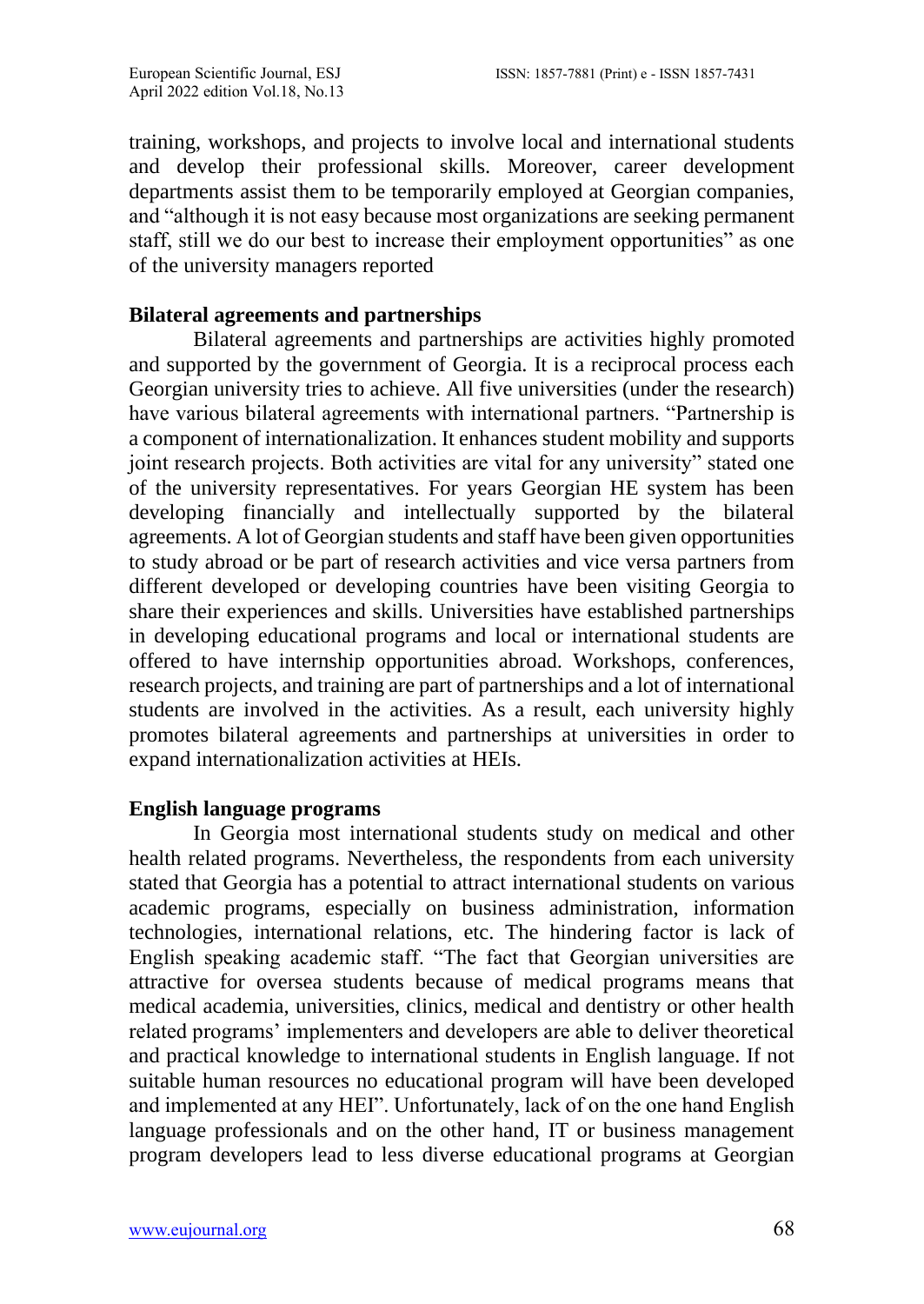training, workshops, and projects to involve local and international students and develop their professional skills. Moreover, career development departments assist them to be temporarily employed at Georgian companies, and "although it is not easy because most organizations are seeking permanent staff, still we do our best to increase their employment opportunities" as one of the university managers reported

**Bilateral agreements and partnerships**

Bilateral agreements and partnerships are activities highly promoted and supported by the government of Georgia. It is a reciprocal process each Georgian university tries to achieve. All five universities (under the research) have various bilateral agreements with international partners. "Partnership is a component of internationalization. It enhances student mobility and supports joint research projects. Both activities are vital for any university" stated one of the university representatives. For years Georgian HE system has been developing financially and intellectually supported by the bilateral agreements. A lot of Georgian students and staff have been given opportunities to study abroad or be part of research activities and vice versa partners from different developed or developing countries have been visiting Georgia to share their experiences and skills. Universities have established partnerships in developing educational programs and local or international students are offered to have internship opportunities abroad. Workshops, conferences, research projects, and training are part of partnerships and a lot of international students are involved in the activities. As a result, each university highly promotes bilateral agreements and partnerships at universities in order to expand internationalization activities at HEIs.

**English language programs**

In Georgia most international students study on medical and other health related programs. Nevertheless, the respondents from each university stated that Georgia has a potential to attract international students on various academic programs, especially on business administration, information technologies, international relations, etc. The hindering factor is lack of English speaking academic staff. "The fact that Georgian universities are attractive for oversea students because of medical programs means that medical academia, universities, clinics, medical and dentistry or other health related programs' implementers and developers are able to deliver theoretical and practical knowledge to international students in English language. If not suitable human resources no educational program will have been developed and implemented at any HEI". Unfortunately, lack of on the one hand English language professionals and on the other hand, IT or business management program developers lead to less diverse educational programs at Georgian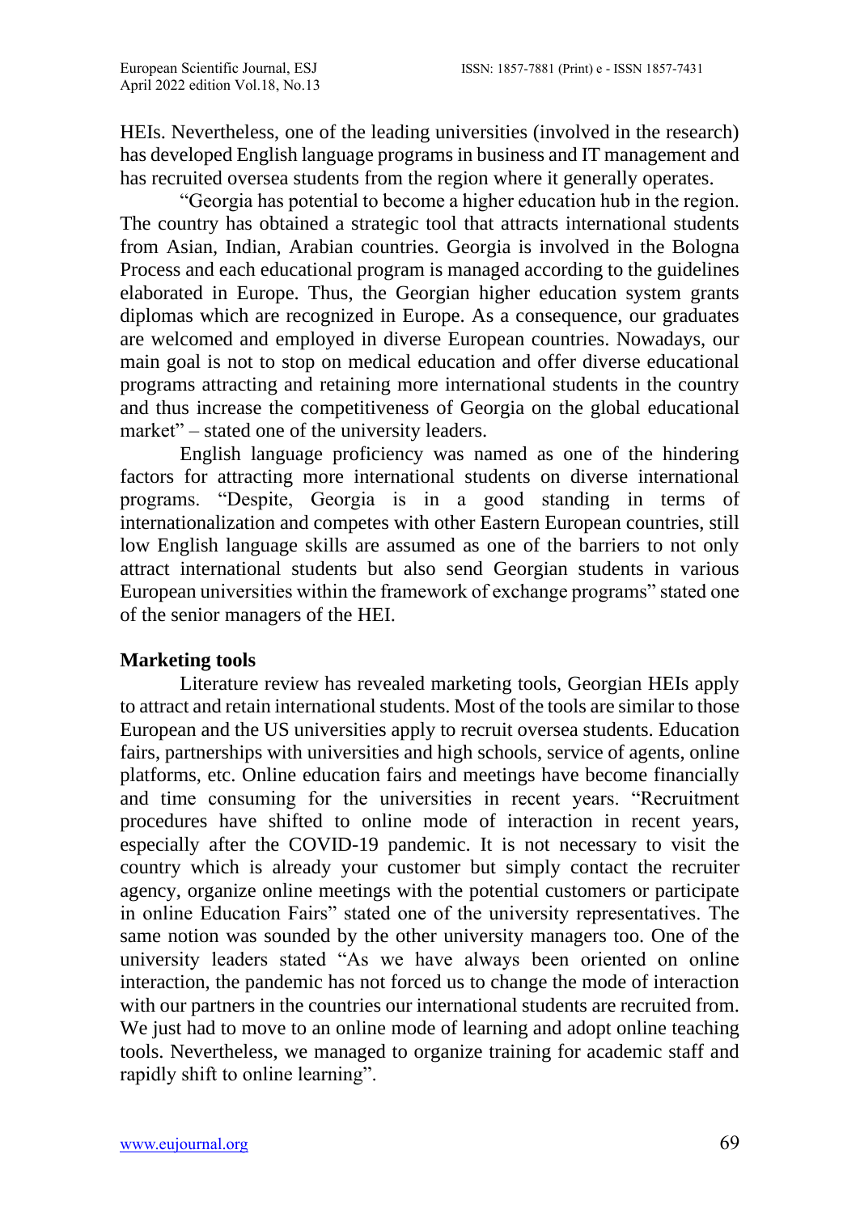HEIs. Nevertheless, one of the leading universities (involved in the research) has developed English language programs in business and IT management and has recruited oversea students from the region where it generally operates.

"Georgia has potential to become a higher education hub in the region. The country has obtained a strategic tool that attracts international students from Asian, Indian, Arabian countries. Georgia is involved in the Bologna Process and each educational program is managed according to the guidelines elaborated in Europe. Thus, the Georgian higher education system grants diplomas which are recognized in Europe. As a consequence, our graduates are welcomed and employed in diverse European countries. Nowadays, our main goal is not to stop on medical education and offer diverse educational programs attracting and retaining more international students in the country and thus increase the competitiveness of Georgia on the global educational market" – stated one of the university leaders.

English language proficiency was named as one of the hindering factors for attracting more international students on diverse international programs. "Despite, Georgia is in a good standing in terms of internationalization and competes with other Eastern European countries, still low English language skills are assumed as one of the barriers to not only attract international students but also send Georgian students in various European universities within the framework of exchange programs" stated one of the senior managers of the HEI.

**Marketing tools**

Literature review has revealed marketing tools, Georgian HEIs apply to attract and retain international students. Most of the tools are similar to those European and the US universities apply to recruit oversea students. Education fairs, partnerships with universities and high schools, service of agents, online platforms, etc. Online education fairs and meetings have become financially and time consuming for the universities in recent years. "Recruitment procedures have shifted to online mode of interaction in recent years, especially after the COVID-19 pandemic. It is not necessary to visit the country which is already your customer but simply contact the recruiter agency, organize online meetings with the potential customers or participate in online Education Fairs" stated one of the university representatives. The same notion was sounded by the other university managers too. One of the university leaders stated "As we have always been oriented on online interaction, the pandemic has not forced us to change the mode of interaction with our partners in the countries our international students are recruited from. We just had to move to an online mode of learning and adopt online teaching tools. Nevertheless, we managed to organize training for academic staff and rapidly shift to online learning".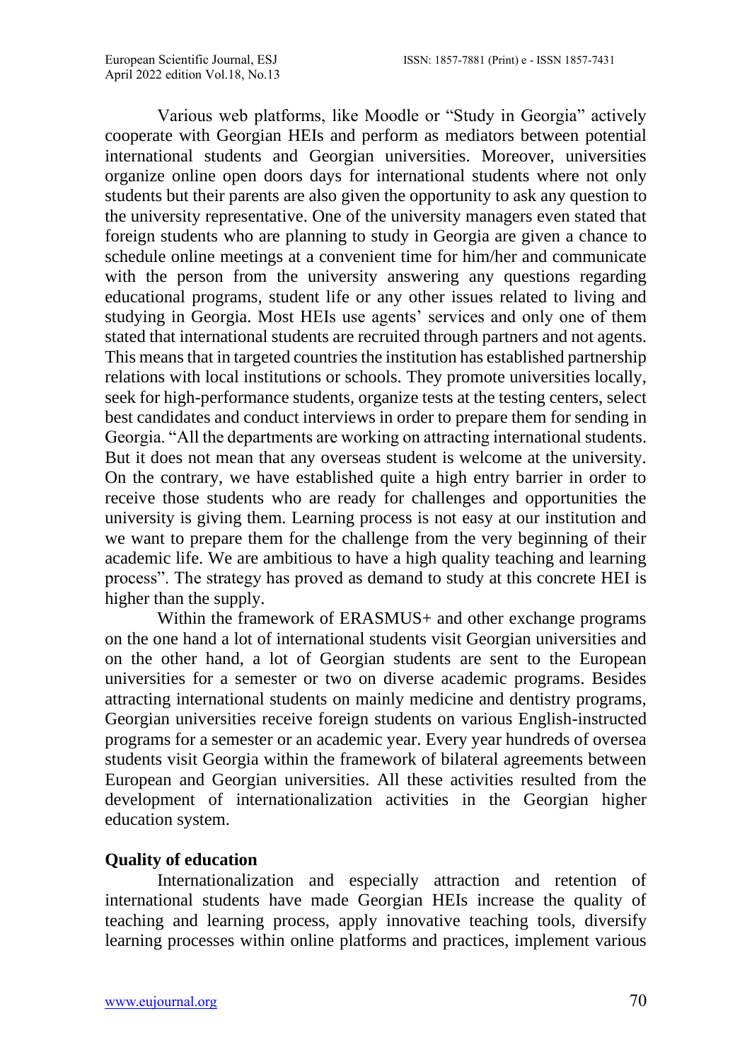Various web platforms, like Moodle or "Study in Georgia" actively cooperate with Georgian HEIs and perform as mediators between potential international students and Georgian universities. Moreover, universities organize online open doors days for international students where not only students but their parents are also given the opportunity to ask any question to the university representative. One of the university managers even stated that foreign students who are planning to study in Georgia are given a chance to schedule online meetings at a convenient time for him/her and communicate with the person from the university answering any questions regarding educational programs, student life or any other issues related to living and studying in Georgia. Most HEIs use agents' services and only one of them stated that international students are recruited through partners and not agents. This means that in targeted countries the institution has established partnership relations with local institutions or schools. They promote universities locally, seek for high-performance students, organize tests at the testing centers, select best candidates and conduct interviews in order to prepare them for sending in Georgia. "All the departments are working on attracting international students. But it does not mean that any overseas student is welcome at the university. On the contrary, we have established quite a high entry barrier in order to receive those students who are ready for challenges and opportunities the university is giving them. Learning process is not easy at our institution and we want to prepare them for the challenge from the very beginning of their academic life. We are ambitious to have a high quality teaching and learning process". The strategy has proved as demand to study at this concrete HEI is higher than the supply.

Within the framework of ERASMUS+ and other exchange programs on the one hand a lot of international students visit Georgian universities and on the other hand, a lot of Georgian students are sent to the European universities for a semester or two on diverse academic programs. Besides attracting international students on mainly medicine and dentistry programs, Georgian universities receive foreign students on various English-instructed programs for a semester or an academic year. Every year hundreds of oversea students visit Georgia within the framework of bilateral agreements between European and Georgian universities. All these activities resulted from the development of internationalization activities in the Georgian higher education system.

**Quality of education**

Internationalization and especially attraction and retention of international students have made Georgian HEIs increase the quality of teaching and learning process, apply innovative teaching tools, diversify learning processes within online platforms and practices, implement various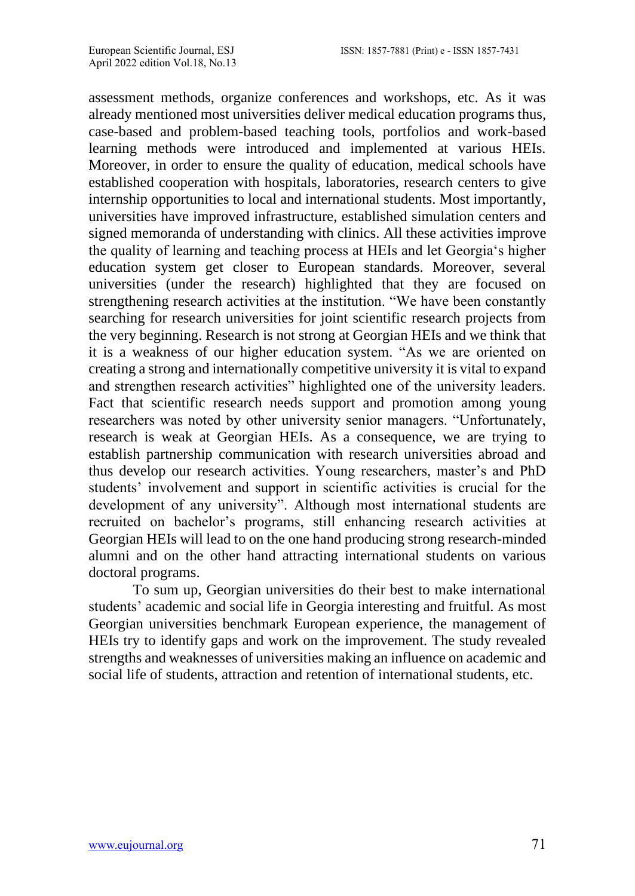assessment methods, organize conferences and workshops, etc. As it was already mentioned most universities deliver medical education programs thus, case-based and problem-based teaching tools, portfolios and work-based learning methods were introduced and implemented at various HEIs. Moreover, in order to ensure the quality of education, medical schools have established cooperation with hospitals, laboratories, research centers to give internship opportunities to local and international students. Most importantly, universities have improved infrastructure, established simulation centers and signed memoranda of understanding with clinics. All these activities improve the quality of learning and teaching process at HEIs and let Georgia's higher education system get closer to European standards. Moreover, several universities (under the research) highlighted that they are focused on strengthening research activities at the institution. "We have been constantly searching for research universities for joint scientific research projects from the very beginning. Research is not strong at Georgian HEIs and we think that it is a weakness of our higher education system. "As we are oriented on creating a strong and internationally competitive university it is vital to expand and strengthen research activities" highlighted one of the university leaders. Fact that scientific research needs support and promotion among young researchers was noted by other university senior managers. "Unfortunately, research is weak at Georgian HEIs. As a consequence, we are trying to establish partnership communication with research universities abroad and thus develop our research activities. Young researchers, master's and PhD students' involvement and support in scientific activities is crucial for the development of any university". Although most international students are recruited on bachelor's programs, still enhancing research activities at Georgian HEIs will lead to on the one hand producing strong research-minded alumni and on the other hand attracting international students on various doctoral programs.

To sum up, Georgian universities do their best to make international students' academic and social life in Georgia interesting and fruitful. As most Georgian universities benchmark European experience, the management of HEIs try to identify gaps and work on the improvement. The study revealed strengths and weaknesses of universities making an influence on academic and social life of students, attraction and retention of international students, etc.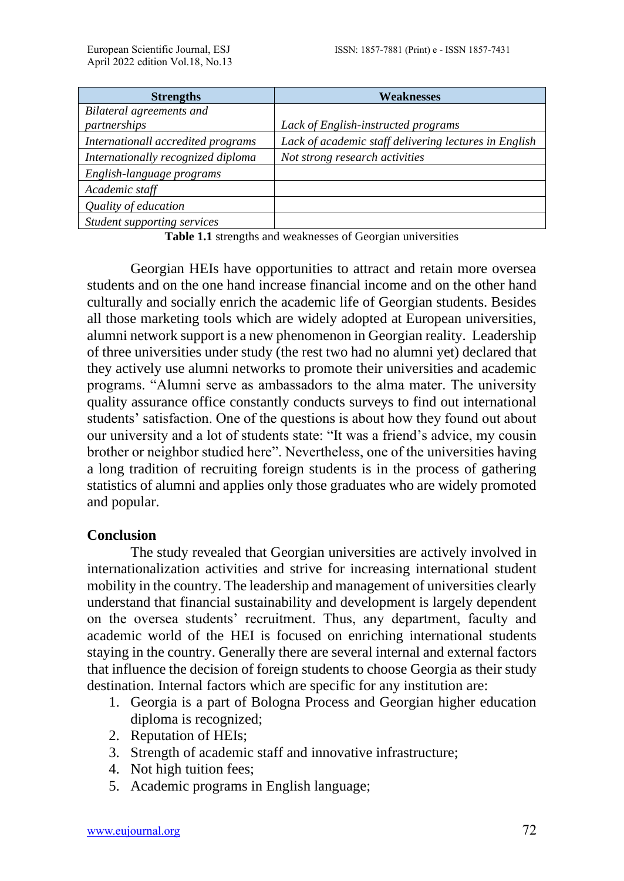| Strengths | Weaknesses |
|---|---|
| *Bilateral agreements and partnerships* | *Lack of English-instructed programs* |
| *Internationall accredited programs* | *Lack of academic staff delivering lectures in English* |
| *Internationally recognized diploma* | *Not strong research activities* |
| *English-language programs* | |
| *Academic staff* | |
| *Quality of education* | |
| *Student supporting services* | |

**Table 1.1** strengths and weaknesses of Georgian universities

Georgian HEIs have opportunities to attract and retain more oversea students and on the one hand increase financial income and on the other hand culturally and socially enrich the academic life of Georgian students. Besides all those marketing tools which are widely adopted at European universities, alumni network support is a new phenomenon in Georgian reality. Leadership of three universities under study (the rest two had no alumni yet) declared that they actively use alumni networks to promote their universities and academic programs. "Alumni serve as ambassadors to the alma mater. The university quality assurance office constantly conducts surveys to find out international students' satisfaction. One of the questions is about how they found out about our university and a lot of students state: "It was a friend's advice, my cousin brother or neighbor studied here". Nevertheless, one of the universities having a long tradition of recruiting foreign students is in the process of gathering statistics of alumni and applies only those graduates who are widely promoted and popular.

## Conclusion

The study revealed that Georgian universities are actively involved in internationalization activities and strive for increasing international student mobility in the country. The leadership and management of universities clearly understand that financial sustainability and development is largely dependent on the oversea students' recruitment. Thus, any department, faculty and academic world of the HEI is focused on enriching international students staying in the country. Generally there are several internal and external factors that influence the decision of foreign students to choose Georgia as their study destination. Internal factors which are specific for any institution are:

1. Georgia is a part of Bologna Process and Georgian higher education diploma is recognized;
2. Reputation of HEIs;
3. Strength of academic staff and innovative infrastructure;
4. Not high tuition fees;
5. Academic programs in English language;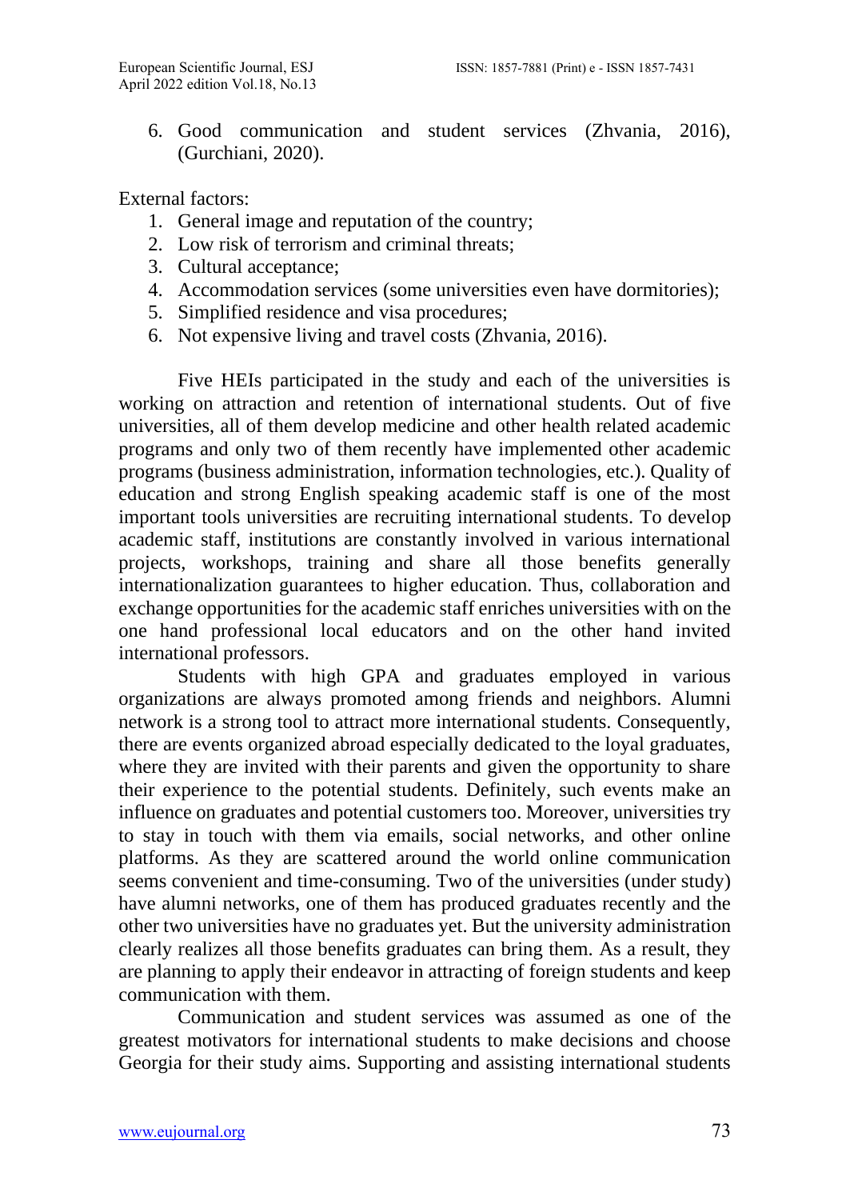6. Good communication and student services (Zhvania, 2016), (Gurchiani, 2020).

External factors:

1. General image and reputation of the country;
2. Low risk of terrorism and criminal threats;
3. Cultural acceptance;
4. Accommodation services (some universities even have dormitories);
5. Simplified residence and visa procedures;
6. Not expensive living and travel costs (Zhvania, 2016).

Five HEIs participated in the study and each of the universities is working on attraction and retention of international students. Out of five universities, all of them develop medicine and other health related academic programs and only two of them recently have implemented other academic programs (business administration, information technologies, etc.). Quality of education and strong English speaking academic staff is one of the most important tools universities are recruiting international students. To develop academic staff, institutions are constantly involved in various international projects, workshops, training and share all those benefits generally internationalization guarantees to higher education. Thus, collaboration and exchange opportunities for the academic staff enriches universities with on the one hand professional local educators and on the other hand invited international professors.

Students with high GPA and graduates employed in various organizations are always promoted among friends and neighbors. Alumni network is a strong tool to attract more international students. Consequently, there are events organized abroad especially dedicated to the loyal graduates, where they are invited with their parents and given the opportunity to share their experience to the potential students. Definitely, such events make an influence on graduates and potential customers too. Moreover, universities try to stay in touch with them via emails, social networks, and other online platforms. As they are scattered around the world online communication seems convenient and time-consuming. Two of the universities (under study) have alumni networks, one of them has produced graduates recently and the other two universities have no graduates yet. But the university administration clearly realizes all those benefits graduates can bring them. As a result, they are planning to apply their endeavor in attracting of foreign students and keep communication with them.

Communication and student services was assumed as one of the greatest motivators for international students to make decisions and choose Georgia for their study aims. Supporting and assisting international students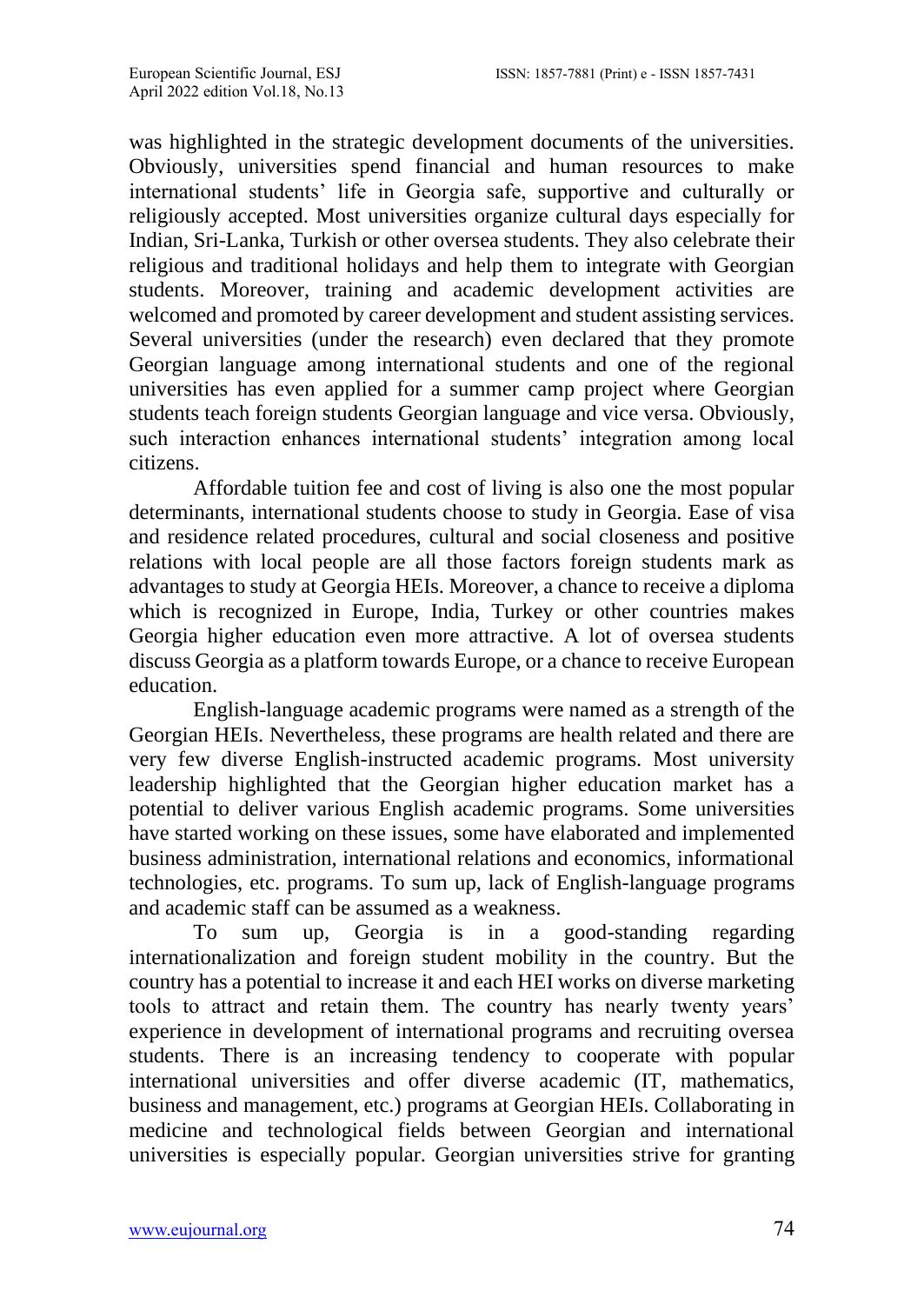was highlighted in the strategic development documents of the universities. Obviously, universities spend financial and human resources to make international students' life in Georgia safe, supportive and culturally or religiously accepted. Most universities organize cultural days especially for Indian, Sri-Lanka, Turkish or other oversea students. They also celebrate their religious and traditional holidays and help them to integrate with Georgian students. Moreover, training and academic development activities are welcomed and promoted by career development and student assisting services. Several universities (under the research) even declared that they promote Georgian language among international students and one of the regional universities has even applied for a summer camp project where Georgian students teach foreign students Georgian language and vice versa. Obviously, such interaction enhances international students' integration among local citizens.

Affordable tuition fee and cost of living is also one the most popular determinants, international students choose to study in Georgia. Ease of visa and residence related procedures, cultural and social closeness and positive relations with local people are all those factors foreign students mark as advantages to study at Georgia HEIs. Moreover, a chance to receive a diploma which is recognized in Europe, India, Turkey or other countries makes Georgia higher education even more attractive. A lot of oversea students discuss Georgia as a platform towards Europe, or a chance to receive European education.

English-language academic programs were named as a strength of the Georgian HEIs. Nevertheless, these programs are health related and there are very few diverse English-instructed academic programs. Most university leadership highlighted that the Georgian higher education market has a potential to deliver various English academic programs. Some universities have started working on these issues, some have elaborated and implemented business administration, international relations and economics, informational technologies, etc. programs. To sum up, lack of English-language programs and academic staff can be assumed as a weakness.

To sum up, Georgia is in a good-standing regarding internationalization and foreign student mobility in the country. But the country has a potential to increase it and each HEI works on diverse marketing tools to attract and retain them. The country has nearly twenty years' experience in development of international programs and recruiting oversea students. There is an increasing tendency to cooperate with popular international universities and offer diverse academic (IT, mathematics, business and management, etc.) programs at Georgian HEIs. Collaborating in medicine and technological fields between Georgian and international universities is especially popular. Georgian universities strive for granting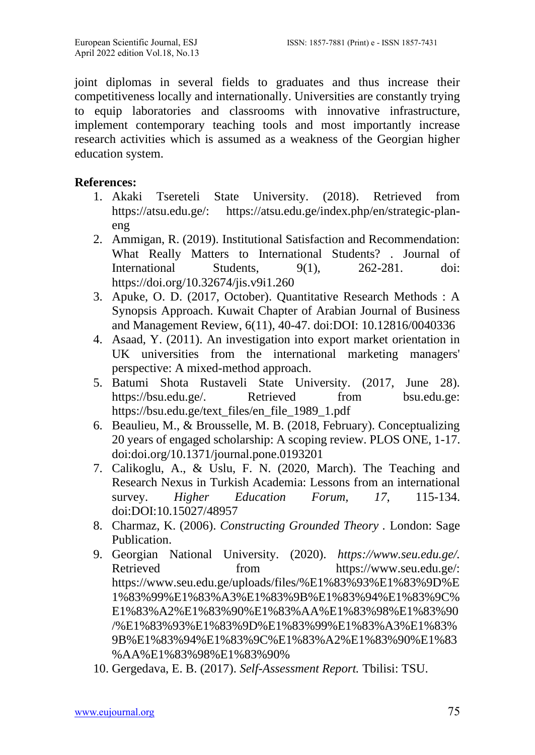joint diplomas in several fields to graduates and thus increase their competitiveness locally and internationally. Universities are constantly trying to equip laboratories and classrooms with innovative infrastructure, implement contemporary teaching tools and most importantly increase research activities which is assumed as a weakness of the Georgian higher education system.

**References:**

1. Akaki Tsereteli State University. (2018). Retrieved from https://atsu.edu.ge/: https://atsu.edu.ge/index.php/en/strategic-plan-eng
2. Ammigan, R. (2019). Institutional Satisfaction and Recommendation: What Really Matters to International Students? . Journal of International Students, 9(1), 262-281. doi: https://doi.org/10.32674/jis.v9i1.260
3. Apuke, O. D. (2017, October). Quantitative Research Methods : A Synopsis Approach. Kuwait Chapter of Arabian Journal of Business and Management Review, 6(11), 40-47. doi:DOI: 10.12816/0040336
4. Asaad, Y. (2011). An investigation into export market orientation in UK universities from the international marketing managers' perspective: A mixed-method approach.
5. Batumi Shota Rustaveli State University. (2017, June 28). https://bsu.edu.ge/. Retrieved from bsu.edu.ge: https://bsu.edu.ge/text_files/en_file_1989_1.pdf
6. Beaulieu, M., & Brousselle, M. B. (2018, February). Conceptualizing 20 years of engaged scholarship: A scoping review. PLOS ONE, 1-17. doi:doi.org/10.1371/journal.pone.0193201
7. Calikoglu, A., & Uslu, F. N. (2020, March). The Teaching and Research Nexus in Turkish Academia: Lessons from an international survey. *Higher Education Forum, 17*, 115-134. doi:DOI:10.15027/48957
8. Charmaz, K. (2006). *Constructing Grounded Theory* . London: Sage Publication.
9. Georgian National University. (2020). *https://www.seu.edu.ge/.* Retrieved from https://www.seu.edu.ge/: https://www.seu.edu.ge/uploads/files/%E1%83%93%E1%83%9D%E1%83%99%E1%83%A3%E1%83%9B%E1%83%94%E1%83%9C%E1%83%A2%E1%83%90%E1%83%AA%E1%83%98%E1%83%90/%E1%83%93%E1%83%9D%E1%83%99%E1%83%A3%E1%83%9B%E1%83%94%E1%83%9C%E1%83%A2%E1%83%90%E1%83%AA%E1%83%98%E1%83%90%
10. Gergedava, E. B. (2017). *Self-Assessment Report.* Tbilisi: TSU.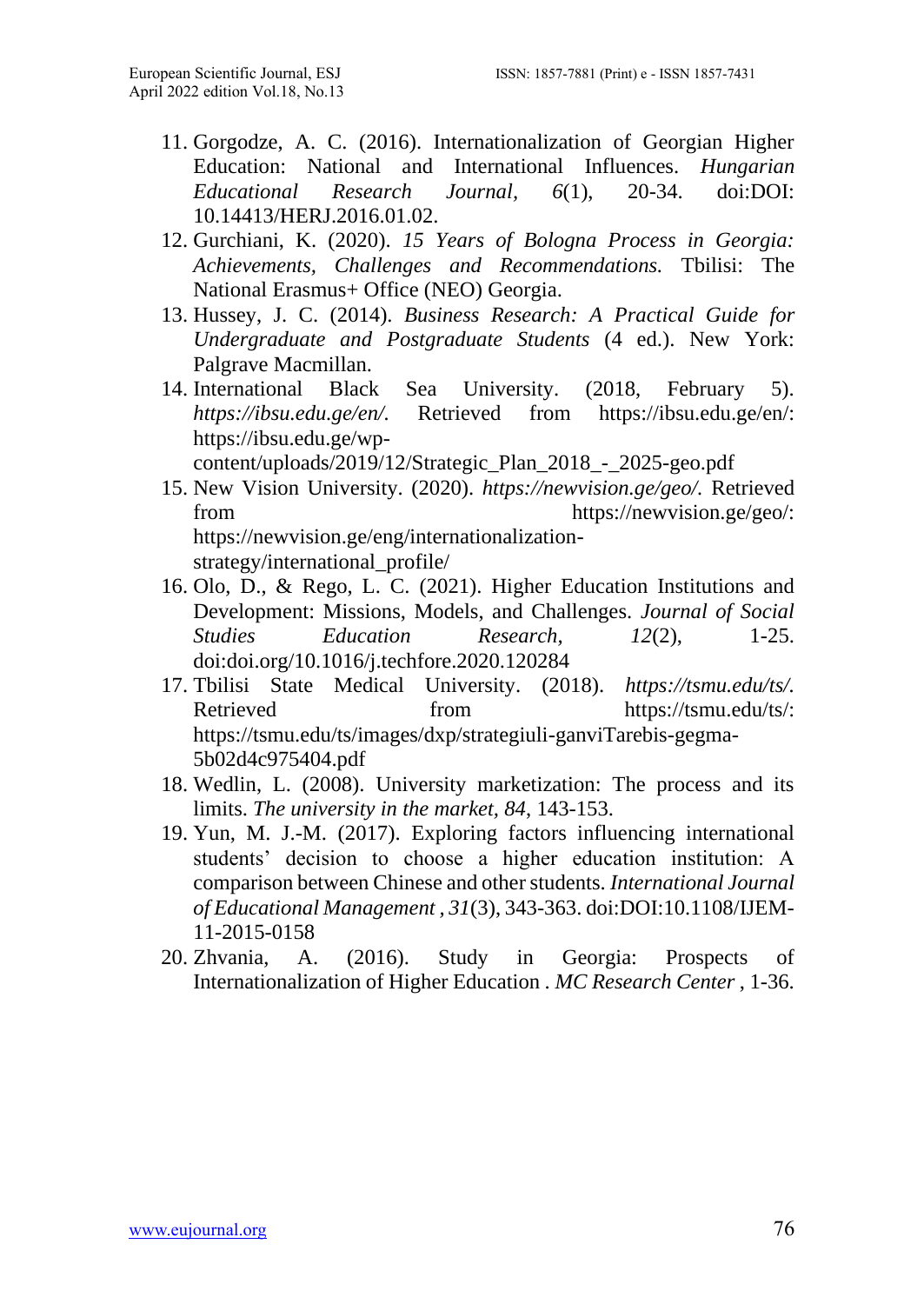11. Gorgodze, A. C. (2016). Internationalization of Georgian Higher Education: National and International Influences. *Hungarian Educational Research Journal*, *6*(1), 20-34. doi:DOI: 10.14413/HERJ.2016.01.02.
12. Gurchiani, K. (2020). *15 Years of Bologna Process in Georgia: Achievements, Challenges and Recommendations.* Tbilisi: The National Erasmus+ Office (NEO) Georgia.
13. Hussey, J. C. (2014). *Business Research: A Practical Guide for Undergraduate and Postgraduate Students* (4 ed.). New York: Palgrave Macmillan.
14. International Black Sea University. (2018, February 5). *https://ibsu.edu.ge/en/.* Retrieved from https://ibsu.edu.ge/en/: https://ibsu.edu.ge/wp-content/uploads/2019/12/Strategic_Plan_2018_-_2025-geo.pdf
15. New Vision University. (2020). *https://newvision.ge/geo/.* Retrieved from https://newvision.ge/geo/: https://newvision.ge/eng/internationalization-strategy/international_profile/
16. Olo, D., & Rego, L. C. (2021). Higher Education Institutions and Development: Missions, Models, and Challenges. *Journal of Social Studies Education Research*, *12*(2), 1-25. doi:doi.org/10.1016/j.techfore.2020.120284
17. Tbilisi State Medical University. (2018). *https://tsmu.edu/ts/.* Retrieved from https://tsmu.edu/ts/: https://tsmu.edu/ts/images/dxp/strategiuli-ganviTarebis-gegma-5b02d4c975404.pdf
18. Wedlin, L. (2008). University marketization: The process and its limits. *The university in the market, 84*, 143-153.
19. Yun, M. J.-M. (2017). Exploring factors influencing international students' decision to choose a higher education institution: A comparison between Chinese and other students. *International Journal of Educational Management* , *31*(3), 343-363. doi:DOI:10.1108/IJEM-11-2015-0158
20. Zhvania, A. (2016). Study in Georgia: Prospects of Internationalization of Higher Education . *MC Research Center* , 1-36.